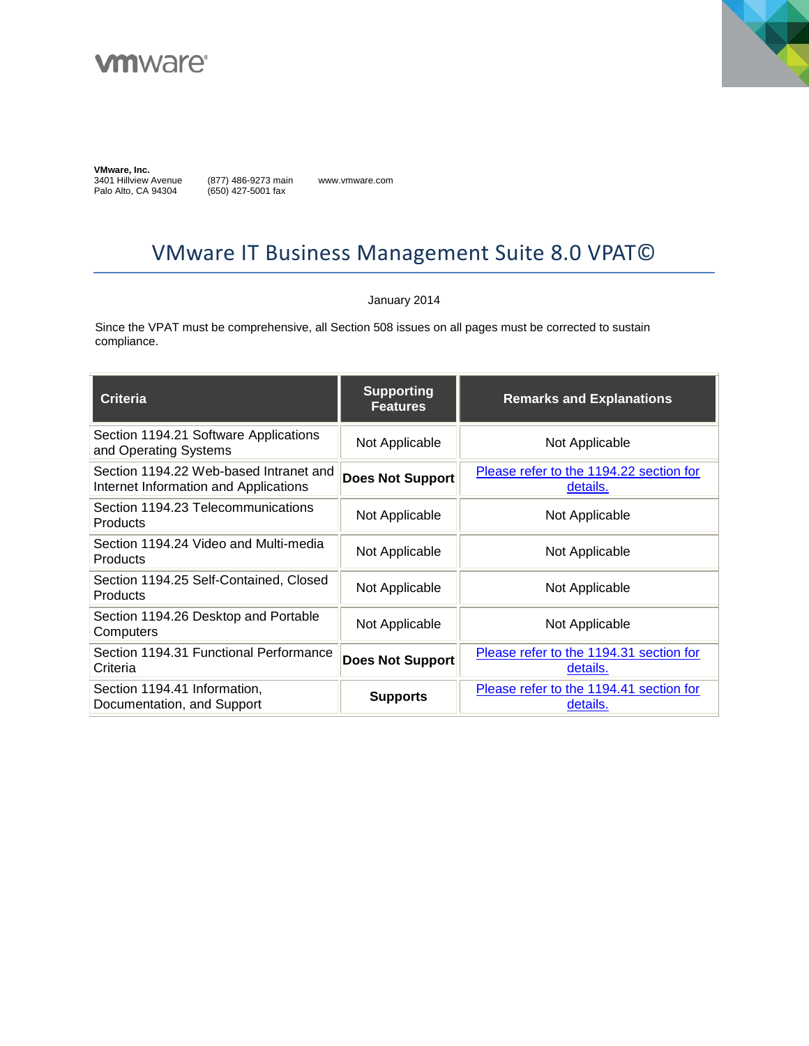**VMware, Inc.**
3401 Hillview Avenue
Palo Alto, CA 94304

(877) 486-9273 main
(650) 427-5001 fax

www.vmware.com

# VMware IT Business Management Suite 8.0 VPAT©

January 2014

Since the VPAT must be comprehensive, all Section 508 issues on all pages must be corrected to sustain compliance.

| Criteria | Supporting Features | Remarks and Explanations |
| --- | --- | --- |
| Section 1194.21 Software Applications and Operating Systems | Not Applicable | Not Applicable |
| Section 1194.22 Web-based Intranet and Internet Information and Applications | **Does Not Support** | Please refer to the 1194.22 section for details. |
| Section 1194.23 Telecommunications Products | Not Applicable | Not Applicable |
| Section 1194.24 Video and Multi-media Products | Not Applicable | Not Applicable |
| Section 1194.25 Self-Contained, Closed Products | Not Applicable | Not Applicable |
| Section 1194.26 Desktop and Portable Computers | Not Applicable | Not Applicable |
| Section 1194.31 Functional Performance Criteria | **Does Not Support** | Please refer to the 1194.31 section for details. |
| Section 1194.41 Information, Documentation, and Support | **Supports** | Please refer to the 1194.41 section for details. |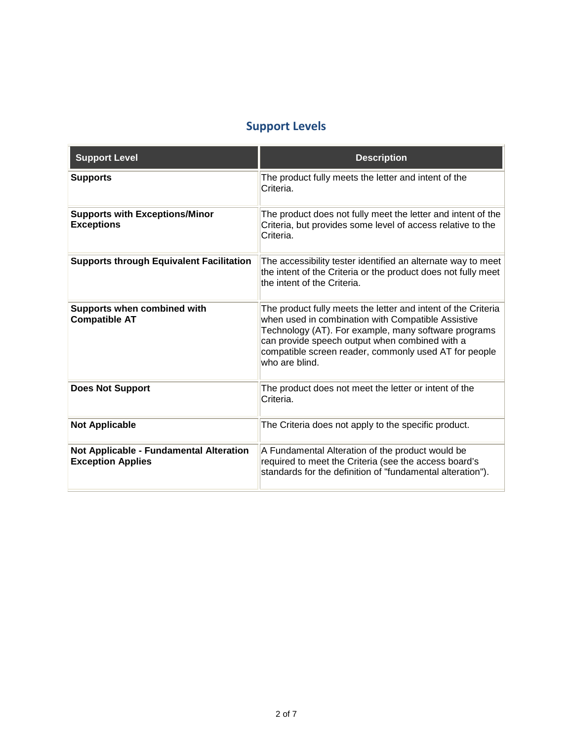## Support Levels

| Support Level | Description |
|---|---|
| **Supports** | The product fully meets the letter and intent of the Criteria. |
| **Supports with Exceptions/Minor Exceptions** | The product does not fully meet the letter and intent of the Criteria, but provides some level of access relative to the Criteria. |
| **Supports through Equivalent Facilitation** | The accessibility tester identified an alternate way to meet the intent of the Criteria or the product does not fully meet the intent of the Criteria. |
| **Supports when combined with Compatible AT** | The product fully meets the letter and intent of the Criteria when used in combination with Compatible Assistive Technology (AT). For example, many software programs can provide speech output when combined with a compatible screen reader, commonly used AT for people who are blind. |
| **Does Not Support** | The product does not meet the letter or intent of the Criteria. |
| **Not Applicable** | The Criteria does not apply to the specific product. |
| **Not Applicable - Fundamental Alteration Exception Applies** | A Fundamental Alteration of the product would be required to meet the Criteria (see the access board's standards for the definition of "fundamental alteration"). |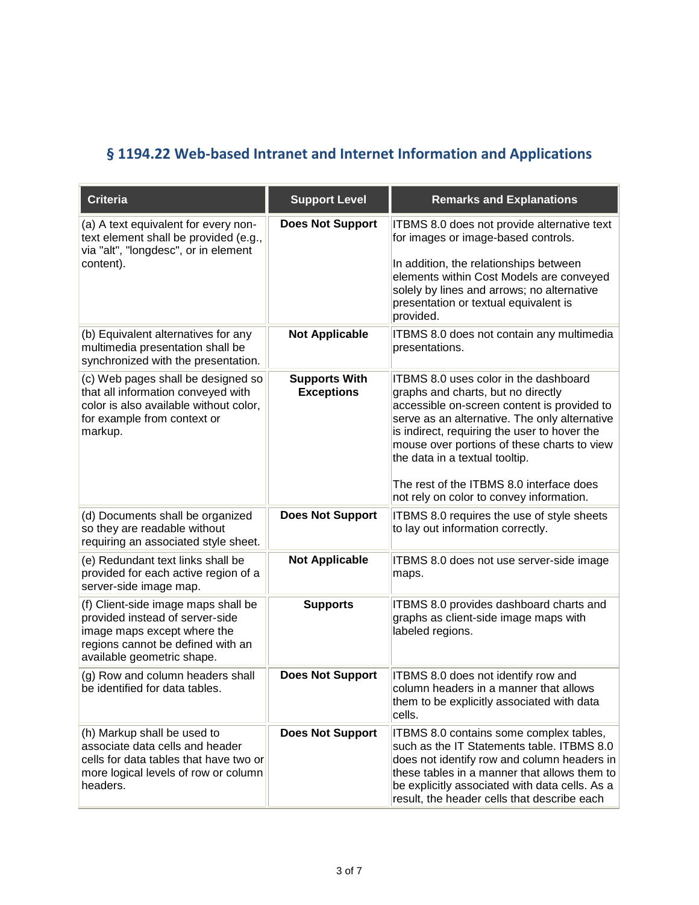## § 1194.22 Web-based Intranet and Internet Information and Applications

| Criteria | Support Level | Remarks and Explanations |
|---|---|---|
| (a) A text equivalent for every non-text element shall be provided (e.g., via "alt", "longdesc", or in element content). | **Does Not Support** | ITBMS 8.0 does not provide alternative text for images or image-based controls.<br><br>In addition, the relationships between elements within Cost Models are conveyed solely by lines and arrows; no alternative presentation or textual equivalent is provided. |
| (b) Equivalent alternatives for any multimedia presentation shall be synchronized with the presentation. | **Not Applicable** | ITBMS 8.0 does not contain any multimedia presentations. |
| (c) Web pages shall be designed so that all information conveyed with color is also available without color, for example from context or markup. | **Supports With Exceptions** | ITBMS 8.0 uses color in the dashboard graphs and charts, but no directly accessible on-screen content is provided to serve as an alternative. The only alternative is indirect, requiring the user to hover the mouse over portions of these charts to view the data in a textual tooltip.<br><br>The rest of the ITBMS 8.0 interface does not rely on color to convey information. |
| (d) Documents shall be organized so they are readable without requiring an associated style sheet. | **Does Not Support** | ITBMS 8.0 requires the use of style sheets to lay out information correctly. |
| (e) Redundant text links shall be provided for each active region of a server-side image map. | **Not Applicable** | ITBMS 8.0 does not use server-side image maps. |
| (f) Client-side image maps shall be provided instead of server-side image maps except where the regions cannot be defined with an available geometric shape. | **Supports** | ITBMS 8.0 provides dashboard charts and graphs as client-side image maps with labeled regions. |
| (g) Row and column headers shall be identified for data tables. | **Does Not Support** | ITBMS 8.0 does not identify row and column headers in a manner that allows them to be explicitly associated with data cells. |
| (h) Markup shall be used to associate data cells and header cells for data tables that have two or more logical levels of row or column headers. | **Does Not Support** | ITBMS 8.0 contains some complex tables, such as the IT Statements table. ITBMS 8.0 does not identify row and column headers in these tables in a manner that allows them to be explicitly associated with data cells. As a result, the header cells that describe each |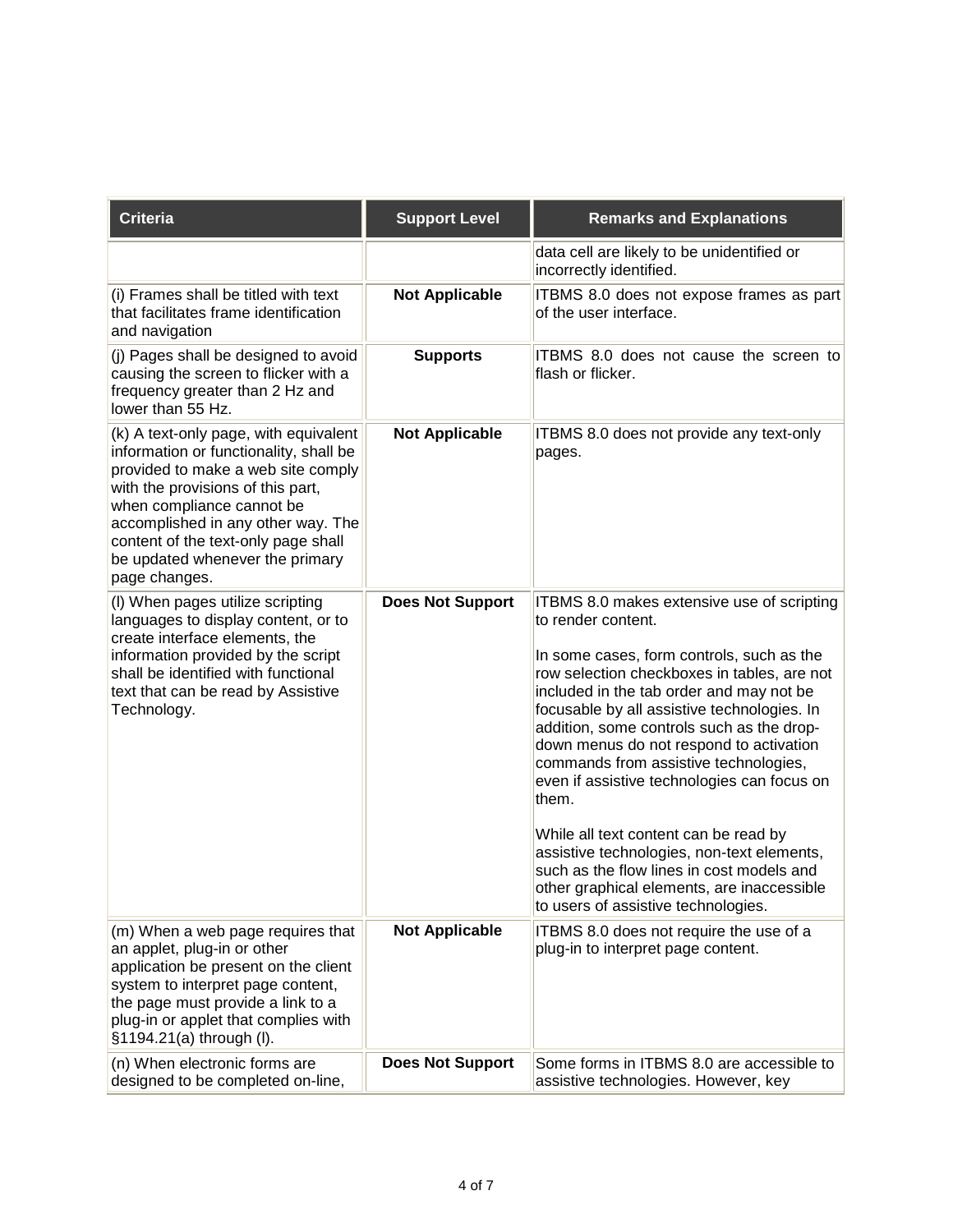| Criteria | Support Level | Remarks and Explanations |
| --- | --- | --- |
| | | data cell are likely to be unidentified or incorrectly identified. |
| (i) Frames shall be titled with text that facilitates frame identification and navigation | **Not Applicable** | ITBMS 8.0 does not expose frames as part of the user interface. |
| (j) Pages shall be designed to avoid causing the screen to flicker with a frequency greater than 2 Hz and lower than 55 Hz. | **Supports** | ITBMS 8.0 does not cause the screen to flash or flicker. |
| (k) A text-only page, with equivalent information or functionality, shall be provided to make a web site comply with the provisions of this part, when compliance cannot be accomplished in any other way. The content of the text-only page shall be updated whenever the primary page changes. | **Not Applicable** | ITBMS 8.0 does not provide any text-only pages. |
| (l) When pages utilize scripting languages to display content, or to create interface elements, the information provided by the script shall be identified with functional text that can be read by Assistive Technology. | **Does Not Support** | ITBMS 8.0 makes extensive use of scripting to render content.<br><br>In some cases, form controls, such as the row selection checkboxes in tables, are not included in the tab order and may not be focusable by all assistive technologies. In addition, some controls such as the drop-down menus do not respond to activation commands from assistive technologies, even if assistive technologies can focus on them.<br><br>While all text content can be read by assistive technologies, non-text elements, such as the flow lines in cost models and other graphical elements, are inaccessible to users of assistive technologies. |
| (m) When a web page requires that an applet, plug-in or other application be present on the client system to interpret page content, the page must provide a link to a plug-in or applet that complies with §1194.21(a) through (l). | **Not Applicable** | ITBMS 8.0 does not require the use of a plug-in to interpret page content. |
| (n) When electronic forms are designed to be completed on-line, | **Does Not Support** | Some forms in ITBMS 8.0 are accessible to assistive technologies. However, key |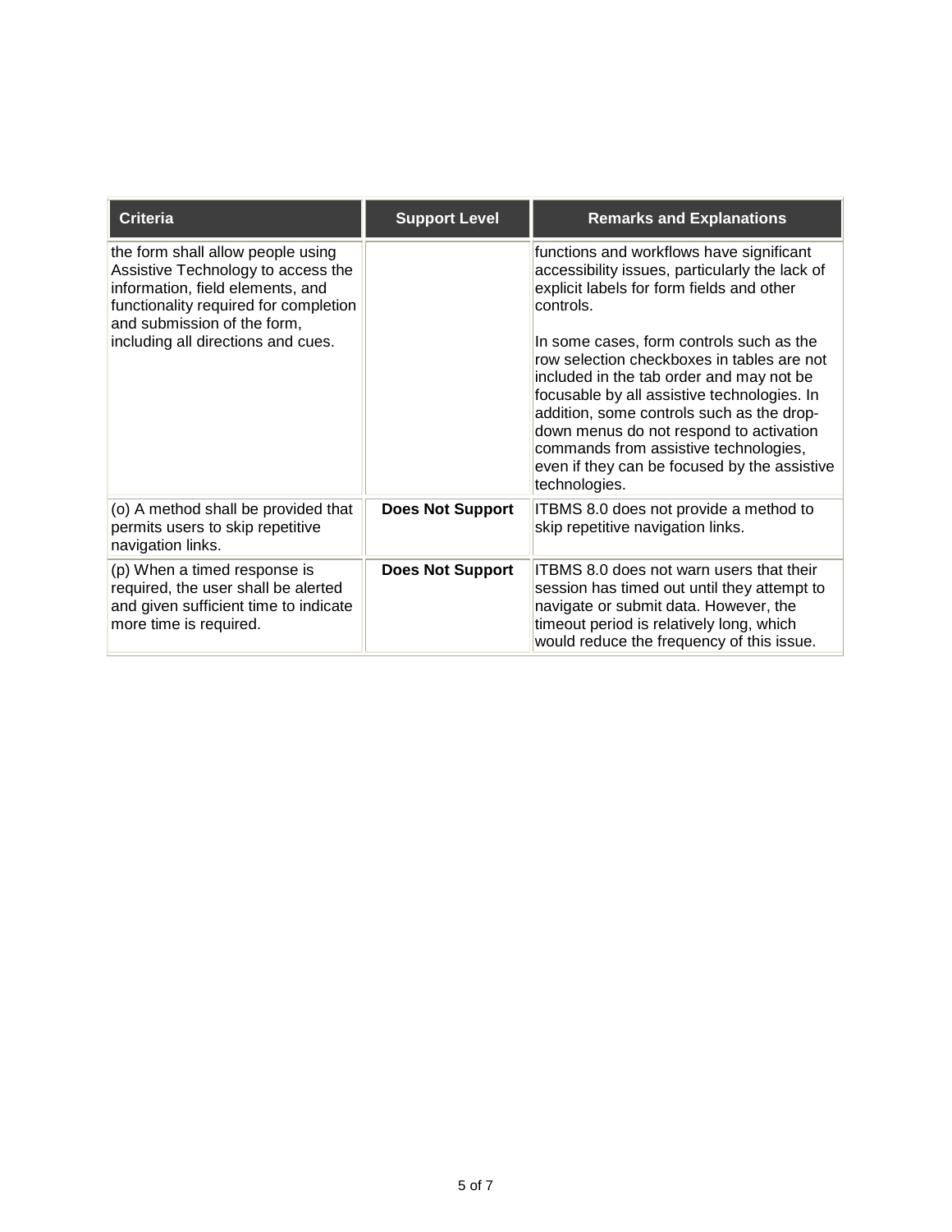| Criteria | Support Level | Remarks and Explanations |
| --- | --- | --- |
| the form shall allow people using Assistive Technology to access the information, field elements, and functionality required for completion and submission of the form, including all directions and cues. | | functions and workflows have significant accessibility issues, particularly the lack of explicit labels for form fields and other controls.<br><br>In some cases, form controls such as the row selection checkboxes in tables are not included in the tab order and may not be focusable by all assistive technologies. In addition, some controls such as the drop-down menus do not respond to activation commands from assistive technologies, even if they can be focused by the assistive technologies. |
| (o) A method shall be provided that permits users to skip repetitive navigation links. | **Does Not Support** | ITBMS 8.0 does not provide a method to skip repetitive navigation links. |
| (p) When a timed response is required, the user shall be alerted and given sufficient time to indicate more time is required. | **Does Not Support** | ITBMS 8.0 does not warn users that their session has timed out until they attempt to navigate or submit data. However, the timeout period is relatively long, which would reduce the frequency of this issue. |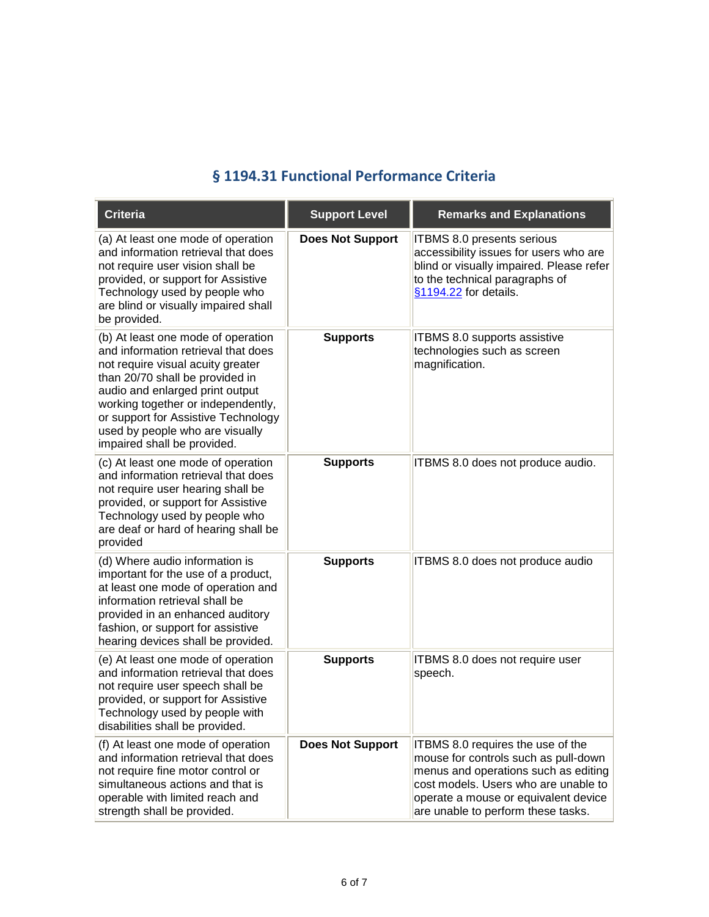## § 1194.31 Functional Performance Criteria

| Criteria | Support Level | Remarks and Explanations |
|---|---|---|
| (a) At least one mode of operation and information retrieval that does not require user vision shall be provided, or support for Assistive Technology used by people who are blind or visually impaired shall be provided. | **Does Not Support** | ITBMS 8.0 presents serious accessibility issues for users who are blind or visually impaired. Please refer to the technical paragraphs of §1194.22 for details. |
| (b) At least one mode of operation and information retrieval that does not require visual acuity greater than 20/70 shall be provided in audio and enlarged print output working together or independently, or support for Assistive Technology used by people who are visually impaired shall be provided. | **Supports** | ITBMS 8.0 supports assistive technologies such as screen magnification. |
| (c) At least one mode of operation and information retrieval that does not require user hearing shall be provided, or support for Assistive Technology used by people who are deaf or hard of hearing shall be provided | **Supports** | ITBMS 8.0 does not produce audio. |
| (d) Where audio information is important for the use of a product, at least one mode of operation and information retrieval shall be provided in an enhanced auditory fashion, or support for assistive hearing devices shall be provided. | **Supports** | ITBMS 8.0 does not produce audio |
| (e) At least one mode of operation and information retrieval that does not require user speech shall be provided, or support for Assistive Technology used by people with disabilities shall be provided. | **Supports** | ITBMS 8.0 does not require user speech. |
| (f) At least one mode of operation and information retrieval that does not require fine motor control or simultaneous actions and that is operable with limited reach and strength shall be provided. | **Does Not Support** | ITBMS 8.0 requires the use of the mouse for controls such as pull-down menus and operations such as editing cost models. Users who are unable to operate a mouse or equivalent device are unable to perform these tasks. |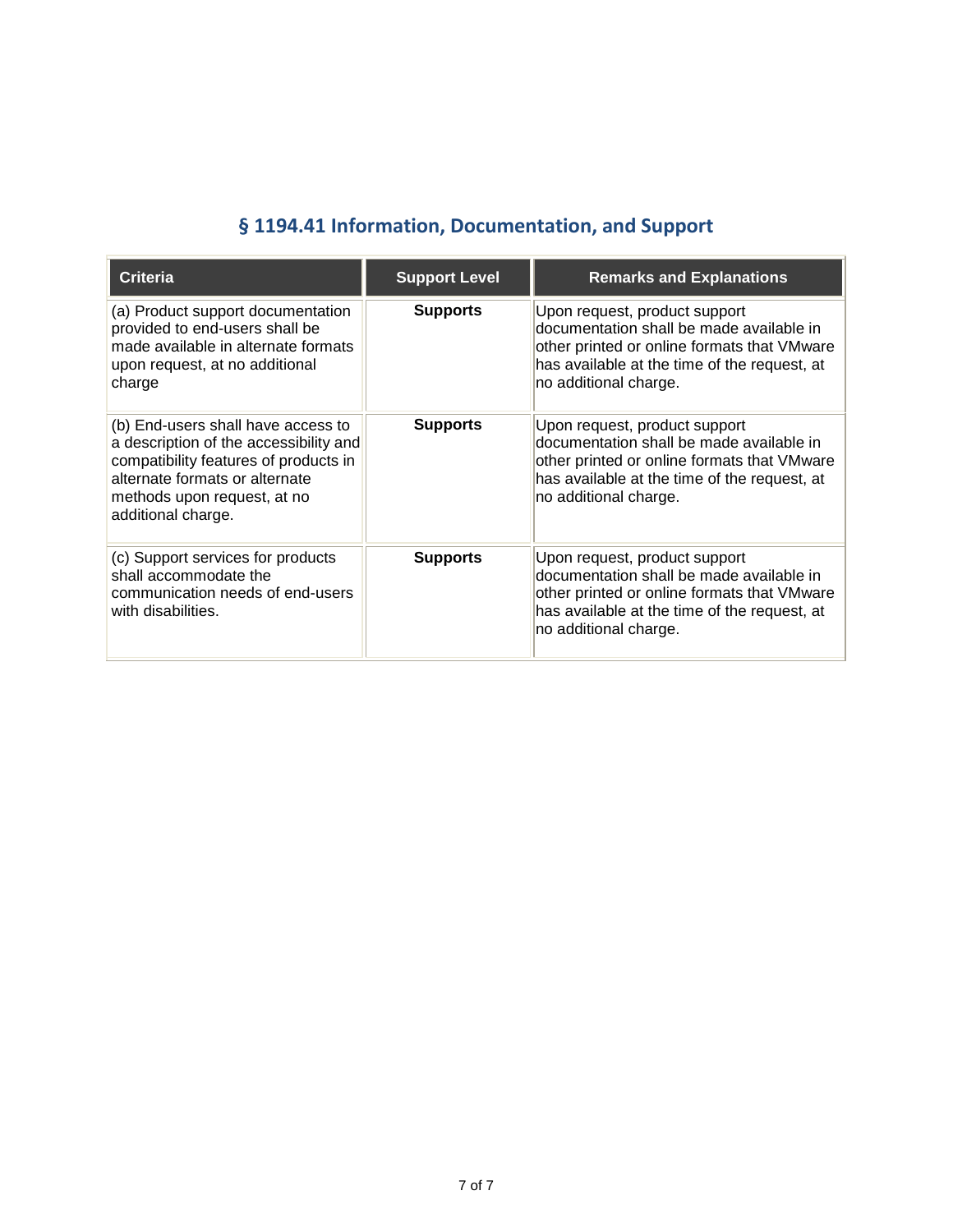## § 1194.41 Information, Documentation, and Support

| Criteria | Support Level | Remarks and Explanations |
| --- | --- | --- |
| (a) Product support documentation provided to end-users shall be made available in alternate formats upon request, at no additional charge | **Supports** | Upon request, product support documentation shall be made available in other printed or online formats that VMware has available at the time of the request, at no additional charge. |
| (b) End-users shall have access to a description of the accessibility and compatibility features of products in alternate formats or alternate methods upon request, at no additional charge. | **Supports** | Upon request, product support documentation shall be made available in other printed or online formats that VMware has available at the time of the request, at no additional charge. |
| (c) Support services for products shall accommodate the communication needs of end-users with disabilities. | **Supports** | Upon request, product support documentation shall be made available in other printed or online formats that VMware has available at the time of the request, at no additional charge. |